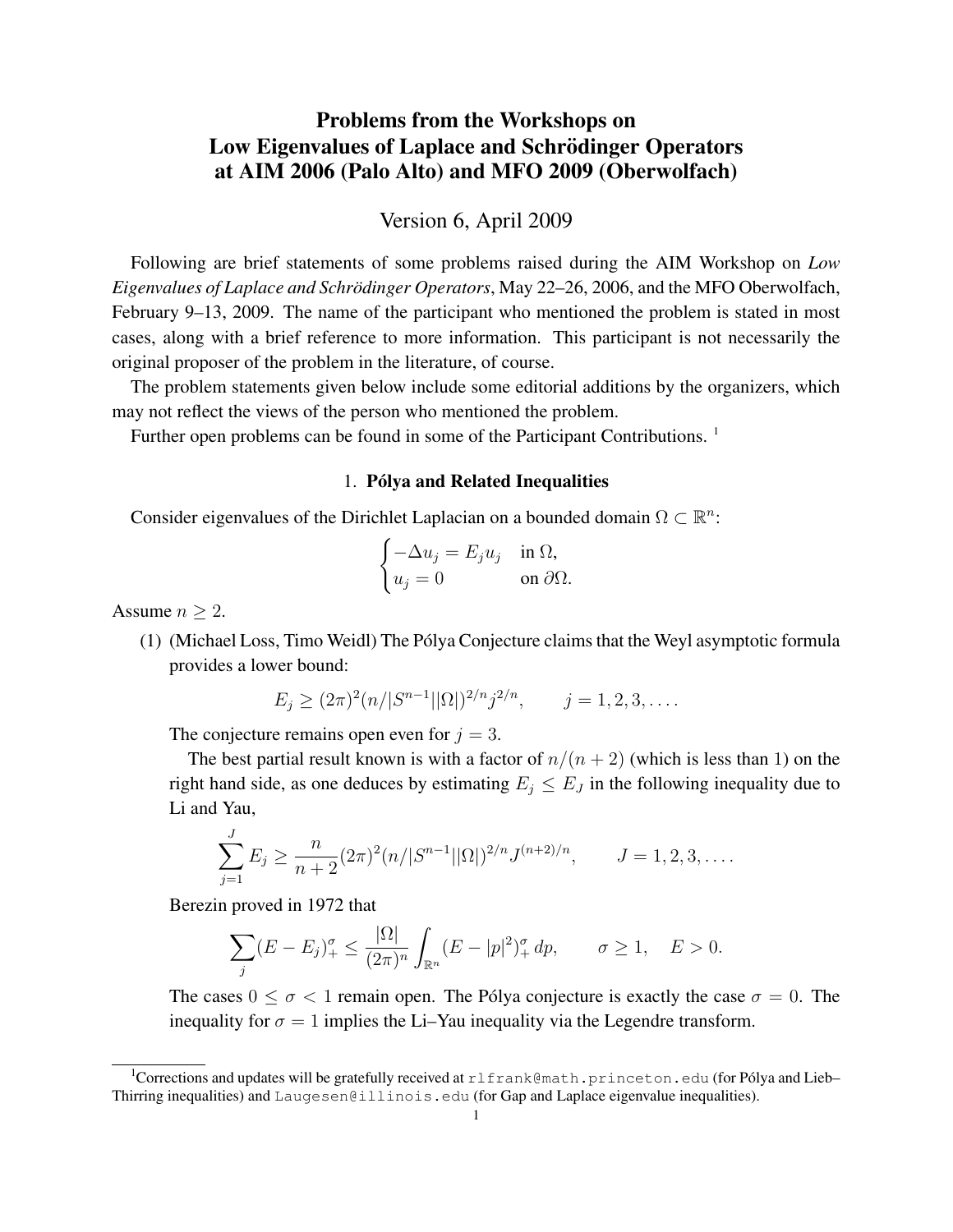# Problems from the Workshops on Low Eigenvalues of Laplace and Schrödinger Operators at AIM 2006 (Palo Alto) and MFO 2009 (Oberwolfach)

Version 6, April 2009

Following are brief statements of some problems raised during the AIM Workshop on *Low Eigenvalues of Laplace and Schrödinger Operators*, May 22–26, 2006, and the MFO Oberwolfach, February 9–13, 2009. The name of the participant who mentioned the problem is stated in most cases, along with a brief reference to more information. This participant is not necessarily the original proposer of the problem in the literature, of course.

The problem statements given below include some editorial additions by the organizers, which may not reflect the views of the person who mentioned the problem.

Further open problems can be found in some of the Participant Contributions. [1]

## 1. Pólya and Related Inequalities

Consider eigenvalues of the Dirichlet Laplacian on a bounded domain $\Omega \subset \mathbb{R}^n$:

$$\begin{cases} -\Delta u_j = E_j u_j & \text{in } \Omega, \\ u_j = 0 & \text{on } \partial\Omega. \end{cases}$$

Assume $n \geq 2$.

(1) (Michael Loss, Timo Weidl) The Pólya Conjecture claims that the Weyl asymptotic formula provides a lower bound:

$$E_j \geq (2\pi)^2 (n/|S^{n-1}||\Omega|)^{2/n} j^{2/n}, \qquad j = 1, 2, 3, \ldots.$$

The conjecture remains open even for $j = 3$.

The best partial result known is with a factor of $n/(n+2)$ (which is less than 1) on the right hand side, as one deduces by estimating $E_j \leq E_J$ in the following inequality due to Li and Yau,

$$\sum_{j=1}^{J} E_j \geq \frac{n}{n+2} (2\pi)^2 (n/|S^{n-1}||\Omega|)^{2/n} J^{(n+2)/n}, \qquad J = 1, 2, 3, \ldots.$$

Berezin proved in 1972 that

$$\sum_j (E - E_j)_+^\sigma \leq \frac{|\Omega|}{(2\pi)^n} \int_{\mathbb{R}^n} (E - |p|^2)_+^\sigma \, dp, \qquad \sigma \geq 1, \quad E > 0.$$

The cases $0 \leq \sigma < 1$ remain open. The Pólya conjecture is exactly the case $\sigma = 0$. The inequality for $\sigma = 1$ implies the Li–Yau inequality via the Legendre transform.

[1] Corrections and updates will be gratefully received at rlfrank@math.princeton.edu (for Pólya and Lieb–Thirring inequalities) and Laugesen@illinois.edu (for Gap and Laplace eigenvalue inequalities).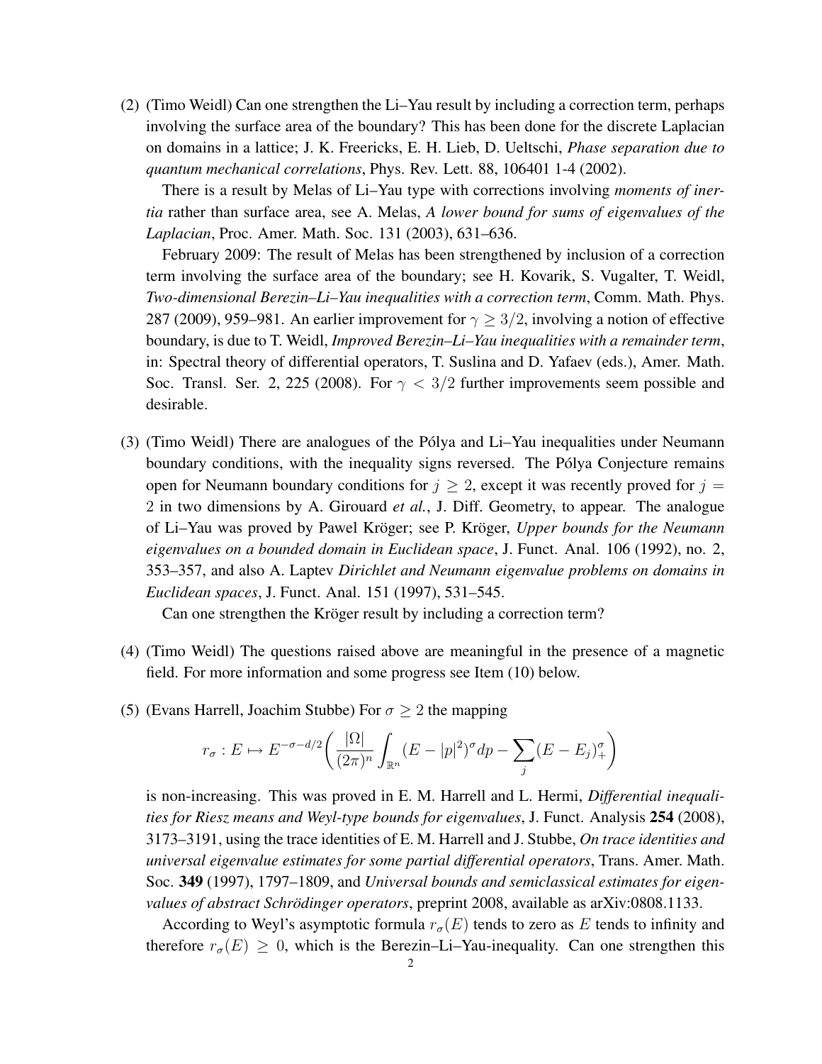(2) (Timo Weidl) Can one strengthen the Li–Yau result by including a correction term, perhaps involving the surface area of the boundary? This has been done for the discrete Laplacian on domains in a lattice; J. K. Freericks, E. H. Lieb, D. Ueltschi, *Phase separation due to quantum mechanical correlations*, Phys. Rev. Lett. 88, 106401 1-4 (2002).

   There is a result by Melas of Li–Yau type with corrections involving *moments of inertia* rather than surface area, see A. Melas, *A lower bound for sums of eigenvalues of the Laplacian*, Proc. Amer. Math. Soc. 131 (2003), 631–636.

   February 2009: The result of Melas has been strengthened by inclusion of a correction term involving the surface area of the boundary; see H. Kovarik, S. Vugalter, T. Weidl, *Two-dimensional Berezin–Li–Yau inequalities with a correction term*, Comm. Math. Phys. 287 (2009), 959–981. An earlier improvement for $\gamma \geq 3/2$, involving a notion of effective boundary, is due to T. Weidl, *Improved Berezin–Li–Yau inequalities with a remainder term*, in: Spectral theory of differential operators, T. Suslina and D. Yafaev (eds.), Amer. Math. Soc. Transl. Ser. 2, 225 (2008). For $\gamma < 3/2$ further improvements seem possible and desirable.

(3) (Timo Weidl) There are analogues of the Pólya and Li–Yau inequalities under Neumann boundary conditions, with the inequality signs reversed. The Pólya Conjecture remains open for Neumann boundary conditions for $j \geq 2$, except it was recently proved for $j = 2$ in two dimensions by A. Girouard *et al.*, J. Diff. Geometry, to appear. The analogue of Li–Yau was proved by Pawel Kröger; see P. Kröger, *Upper bounds for the Neumann eigenvalues on a bounded domain in Euclidean space*, J. Funct. Anal. 106 (1992), no. 2, 353–357, and also A. Laptev *Dirichlet and Neumann eigenvalue problems on domains in Euclidean spaces*, J. Funct. Anal. 151 (1997), 531–545.

   Can one strengthen the Kröger result by including a correction term?

(4) (Timo Weidl) The questions raised above are meaningful in the presence of a magnetic field. For more information and some progress see Item (10) below.

(5) (Evans Harrell, Joachim Stubbe) For $\sigma \geq 2$ the mapping

$$r_\sigma : E \mapsto E^{-\sigma-d/2}\left(\frac{|\Omega|}{(2\pi)^n}\int_{\mathbb{R}^n}(E-|p|^2)^\sigma dp - \sum_j (E-E_j)_+^\sigma\right)$$

   is non-increasing. This was proved in E. M. Harrell and L. Hermi, *Differential inequalities for Riesz means and Weyl-type bounds for eigenvalues*, J. Funct. Analysis **254** (2008), 3173–3191, using the trace identities of E. M. Harrell and J. Stubbe, *On trace identities and universal eigenvalue estimates for some partial differential operators*, Trans. Amer. Math. Soc. **349** (1997), 1797–1809, and *Universal bounds and semiclassical estimates for eigenvalues of abstract Schrödinger operators*, preprint 2008, available as arXiv:0808.1133.

   According to Weyl's asymptotic formula $r_\sigma(E)$ tends to zero as $E$ tends to infinity and therefore $r_\sigma(E) \geq 0$, which is the Berezin–Li–Yau-inequality. Can one strengthen this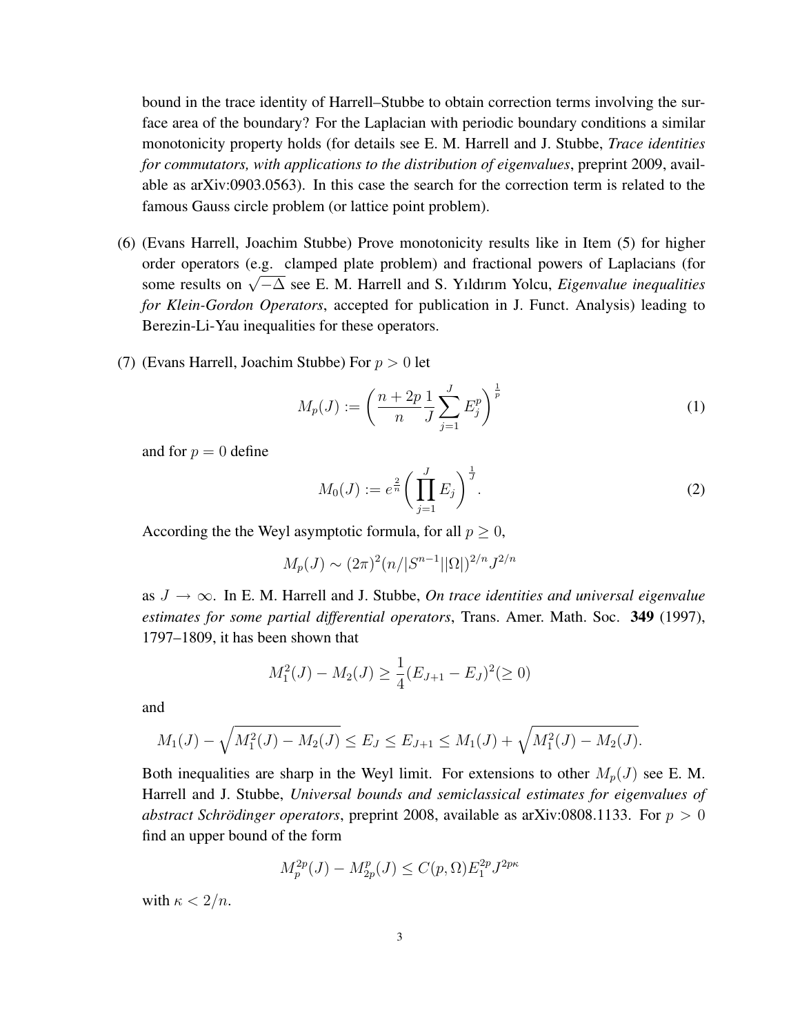bound in the trace identity of Harrell–Stubbe to obtain correction terms involving the surface area of the boundary? For the Laplacian with periodic boundary conditions a similar monotonicity property holds (for details see E. M. Harrell and J. Stubbe, *Trace identities for commutators, with applications to the distribution of eigenvalues*, preprint 2009, available as arXiv:0903.0563). In this case the search for the correction term is related to the famous Gauss circle problem (or lattice point problem).

(6) (Evans Harrell, Joachim Stubbe) Prove monotonicity results like in Item (5) for higher order operators (e.g. clamped plate problem) and fractional powers of Laplacians (for some results on $\sqrt{-\Delta}$ see E. M. Harrell and S. Yıldırım Yolcu, *Eigenvalue inequalities for Klein-Gordon Operators*, accepted for publication in J. Funct. Analysis) leading to Berezin-Li-Yau inequalities for these operators.

(7) (Evans Harrell, Joachim Stubbe) For $p > 0$ let

$$M_p(J) := \left( \frac{n+2p}{n} \frac{1}{J} \sum_{j=1}^{J} E_j^p \right)^{\frac{1}{p}} \tag{1}$$

and for $p = 0$ define

$$M_0(J) := e^{\frac{2}{n}} \left( \prod_{j=1}^{J} E_j \right)^{\frac{1}{J}}. \tag{2}$$

According the the Weyl asymptotic formula, for all $p \geq 0$,

$$M_p(J) \sim (2\pi)^2 (n/|S^{n-1}||\Omega|)^{2/n} J^{2/n}$$

as $J \to \infty$. In E. M. Harrell and J. Stubbe, *On trace identities and universal eigenvalue estimates for some partial differential operators*, Trans. Amer. Math. Soc. **349** (1997), 1797–1809, it has been shown that

$$M_1^2(J) - M_2(J) \geq \frac{1}{4}(E_{J+1} - E_J)^2 (\geq 0)$$

and

$$M_1(J) - \sqrt{M_1^2(J) - M_2(J)} \leq E_J \leq E_{J+1} \leq M_1(J) + \sqrt{M_1^2(J) - M_2(J)}.$$

Both inequalities are sharp in the Weyl limit. For extensions to other $M_p(J)$ see E. M. Harrell and J. Stubbe, *Universal bounds and semiclassical estimates for eigenvalues of abstract Schrödinger operators*, preprint 2008, available as arXiv:0808.1133. For $p > 0$ find an upper bound of the form

$$M_p^{2p}(J) - M_{2p}^p(J) \leq C(p, \Omega) E_1^{2p} J^{2p\kappa}$$

with $\kappa < 2/n$.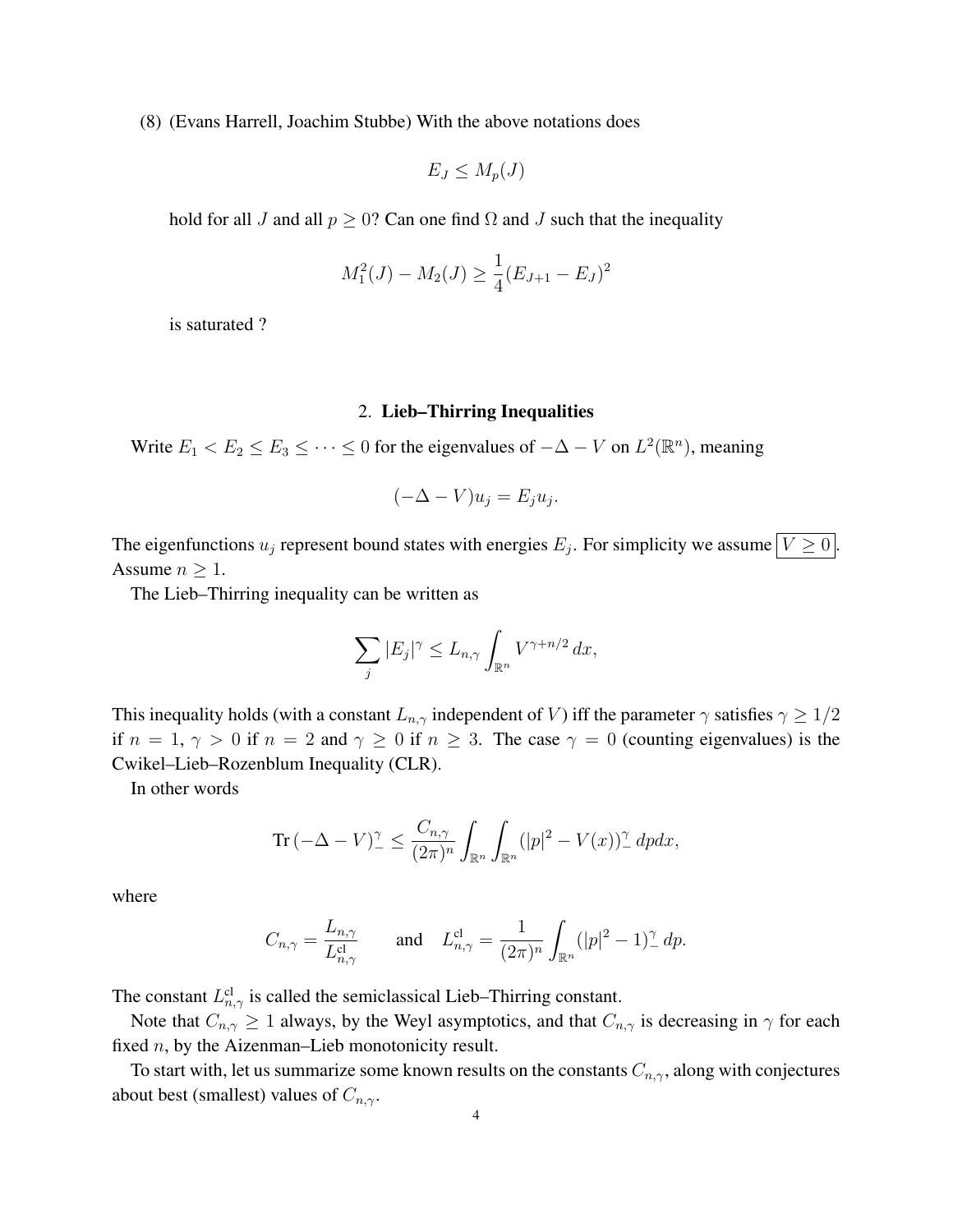(8) (Evans Harrell, Joachim Stubbe) With the above notations does

$$E_J \leq M_p(J)$$

hold for all $J$ and all $p \geq 0$? Can one find $\Omega$ and $J$ such that the inequality

$$M_1^2(J) - M_2(J) \geq \frac{1}{4}(E_{J+1} - E_J)^2$$

is saturated ?

## 2. Lieb–Thirring Inequalities

Write $E_1 < E_2 \leq E_3 \leq \cdots \leq 0$ for the eigenvalues of $-\Delta - V$ on $L^2(\mathbb{R}^n)$, meaning

$$(-\Delta - V)u_j = E_j u_j.$$

The eigenfunctions $u_j$ represent bound states with energies $E_j$. For simplicity we assume $\boxed{V \geq 0}$. Assume $n \geq 1$.

The Lieb–Thirring inequality can be written as

$$\sum_j |E_j|^\gamma \leq L_{n,\gamma} \int_{\mathbb{R}^n} V^{\gamma + n/2}\, dx,$$

This inequality holds (with a constant $L_{n,\gamma}$ independent of $V$) iff the parameter $\gamma$ satisfies $\gamma \geq 1/2$ if $n = 1$, $\gamma > 0$ if $n = 2$ and $\gamma \geq 0$ if $n \geq 3$. The case $\gamma = 0$ (counting eigenvalues) is the Cwikel–Lieb–Rozenblum Inequality (CLR).

In other words

$$\operatorname{Tr}(-\Delta - V)_-^\gamma \leq \frac{C_{n,\gamma}}{(2\pi)^n} \int_{\mathbb{R}^n} \int_{\mathbb{R}^n} (|p|^2 - V(x))_-^\gamma \, dp dx,$$

where

$$C_{n,\gamma} = \frac{L_{n,\gamma}}{L_{n,\gamma}^{\mathrm{cl}}} \qquad \text{and} \quad L_{n,\gamma}^{\mathrm{cl}} = \frac{1}{(2\pi)^n} \int_{\mathbb{R}^n} (|p|^2 - 1)_-^\gamma \, dp.$$

The constant $L_{n,\gamma}^{\mathrm{cl}}$ is called the semiclassical Lieb–Thirring constant.

Note that $C_{n,\gamma} \geq 1$ always, by the Weyl asymptotics, and that $C_{n,\gamma}$ is decreasing in $\gamma$ for each fixed $n$, by the Aizenman–Lieb monotonicity result.

To start with, let us summarize some known results on the constants $C_{n,\gamma}$, along with conjectures about best (smallest) values of $C_{n,\gamma}$.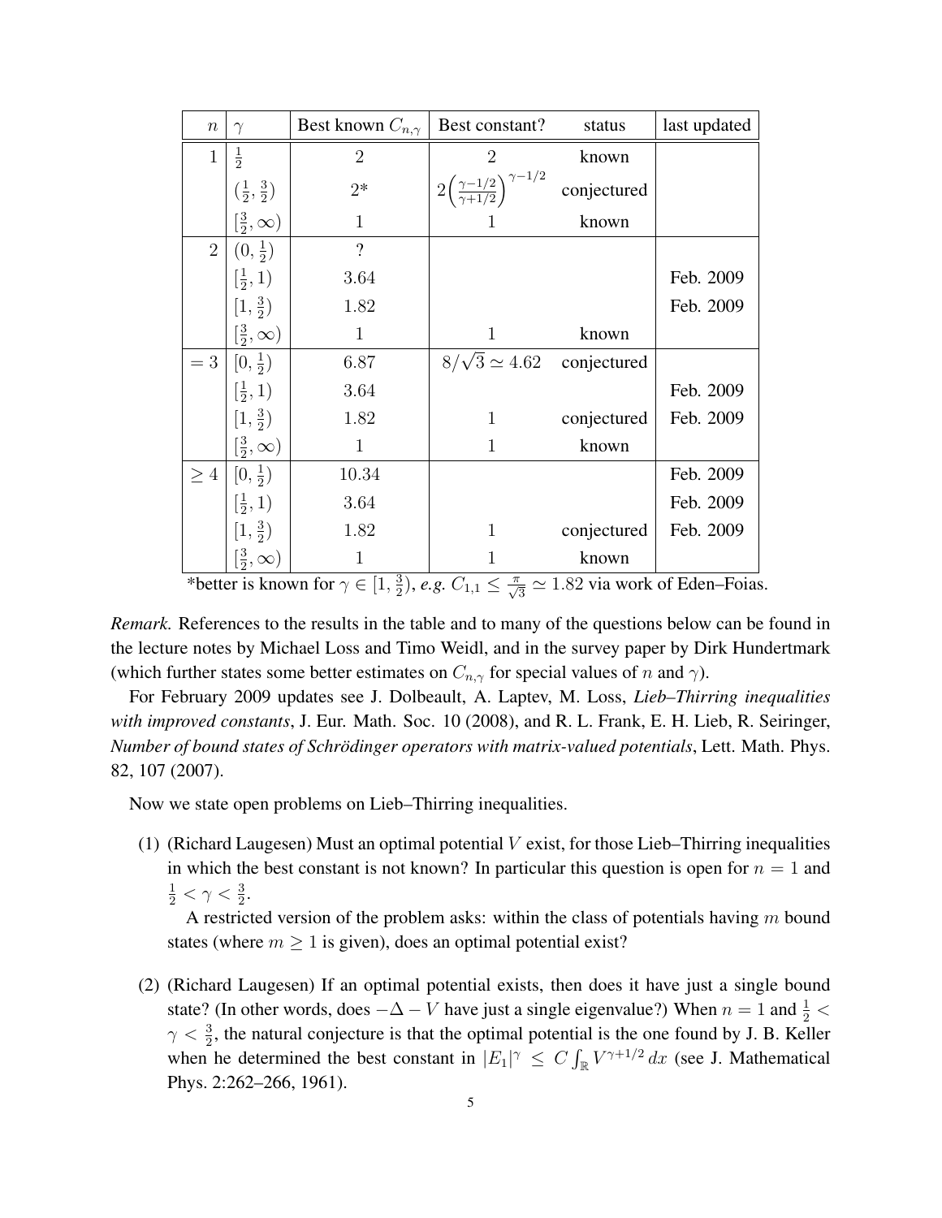| $n$ | $\gamma$ | Best known $C_{n,\gamma}$ | Best constant? | status | last updated |
|---|---|---|---|---|---|
| 1 | $\frac{1}{2}$ | 2 | 2 | known | |
| | $(\frac{1}{2}, \frac{3}{2})$ | 2* | $2\left(\frac{\gamma-1/2}{\gamma+1/2}\right)^{\gamma-1/2}$ | conjectured | |
| | $[\frac{3}{2}, \infty)$ | 1 | 1 | known | |
| 2 | $(0, \frac{1}{2})$ | ? | | | |
| | $[\frac{1}{2}, 1)$ | 3.64 | | | Feb. 2009 |
| | $[1, \frac{3}{2})$ | 1.82 | | | Feb. 2009 |
| | $[\frac{3}{2}, \infty)$ | 1 | 1 | known | |
| $= 3$ | $[0, \frac{1}{2})$ | 6.87 | $8/\sqrt{3} \simeq 4.62$ | conjectured | |
| | $[\frac{1}{2}, 1)$ | 3.64 | | | Feb. 2009 |
| | $[1, \frac{3}{2})$ | 1.82 | 1 | conjectured | Feb. 2009 |
| | $[\frac{3}{2}, \infty)$ | 1 | 1 | known | |
| $\geq 4$ | $[0, \frac{1}{2})$ | 10.34 | | | Feb. 2009 |
| | $[\frac{1}{2}, 1)$ | 3.64 | | | Feb. 2009 |
| | $[1, \frac{3}{2})$ | 1.82 | 1 | conjectured | Feb. 2009 |
| | $[\frac{3}{2}, \infty)$ | 1 | 1 | known | |

*better is known for $\gamma \in [1, \frac{3}{2})$, *e.g.* $C_{1,1} \leq \frac{\pi}{\sqrt{3}} \simeq 1.82$ via work of Eden–Foias.

*Remark.* References to the results in the table and to many of the questions below can be found in the lecture notes by Michael Loss and Timo Weidl, and in the survey paper by Dirk Hundertmark (which further states some better estimates on $C_{n,\gamma}$ for special values of $n$ and $\gamma$).

For February 2009 updates see J. Dolbeault, A. Laptev, M. Loss, *Lieb–Thirring inequalities with improved constants*, J. Eur. Math. Soc. 10 (2008), and R. L. Frank, E. H. Lieb, R. Seiringer, *Number of bound states of Schrödinger operators with matrix-valued potentials*, Lett. Math. Phys. 82, 107 (2007).

Now we state open problems on Lieb–Thirring inequalities.

(1) (Richard Laugesen) Must an optimal potential $V$ exist, for those Lieb–Thirring inequalities in which the best constant is not known? In particular this question is open for $n = 1$ and $\frac{1}{2} < \gamma < \frac{3}{2}$.

A restricted version of the problem asks: within the class of potentials having $m$ bound states (where $m \geq 1$ is given), does an optimal potential exist?

(2) (Richard Laugesen) If an optimal potential exists, then does it have just a single bound state? (In other words, does $-\Delta - V$ have just a single eigenvalue?) When $n = 1$ and $\frac{1}{2} < \gamma < \frac{3}{2}$, the natural conjecture is that the optimal potential is the one found by J. B. Keller when he determined the best constant in $|E_1|^\gamma \leq C \int_{\mathbb{R}} V^{\gamma+1/2}\, dx$ (see J. Mathematical Phys. 2:262–266, 1961).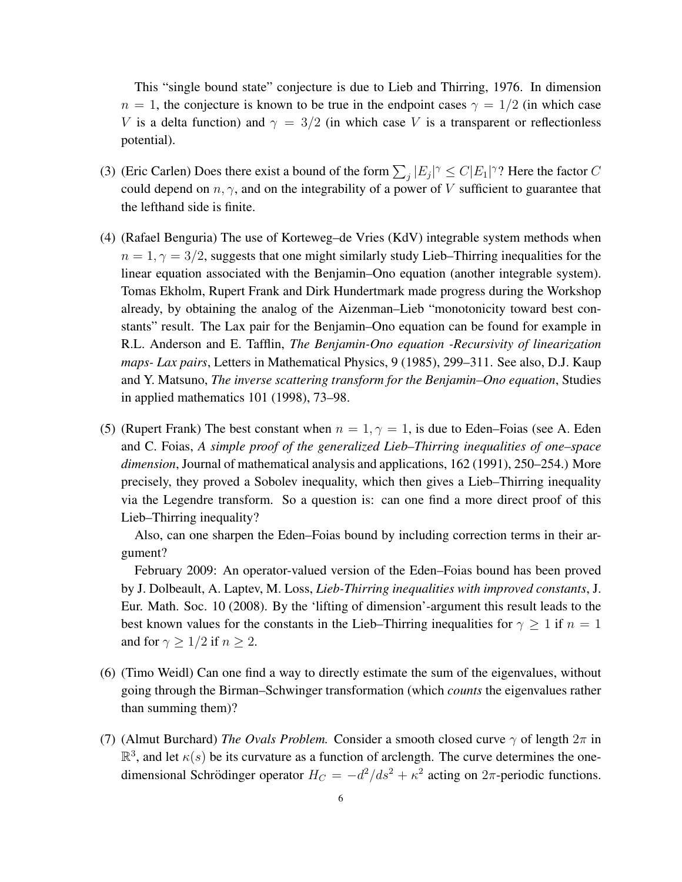This "single bound state" conjecture is due to Lieb and Thirring, 1976. In dimension $n = 1$, the conjecture is known to be true in the endpoint cases $\gamma = 1/2$ (in which case $V$ is a delta function) and $\gamma = 3/2$ (in which case $V$ is a transparent or reflectionless potential).

(3) (Eric Carlen) Does there exist a bound of the form $\sum_j |E_j|^\gamma \leq C|E_1|^\gamma$? Here the factor $C$ could depend on $n, \gamma$, and on the integrability of a power of $V$ sufficient to guarantee that the lefthand side is finite.

(4) (Rafael Benguria) The use of Korteweg–de Vries (KdV) integrable system methods when $n = 1, \gamma = 3/2$, suggests that one might similarly study Lieb–Thirring inequalities for the linear equation associated with the Benjamin–Ono equation (another integrable system). Tomas Ekholm, Rupert Frank and Dirk Hundertmark made progress during the Workshop already, by obtaining the analog of the Aizenman–Lieb "monotonicity toward best constants" result. The Lax pair for the Benjamin–Ono equation can be found for example in R.L. Anderson and E. Tafflin, *The Benjamin-Ono equation -Recursivity of linearization maps- Lax pairs*, Letters in Mathematical Physics, 9 (1985), 299–311. See also, D.J. Kaup and Y. Matsuno, *The inverse scattering transform for the Benjamin–Ono equation*, Studies in applied mathematics 101 (1998), 73–98.

(5) (Rupert Frank) The best constant when $n = 1, \gamma = 1$, is due to Eden–Foias (see A. Eden and C. Foias, *A simple proof of the generalized Lieb–Thirring inequalities of one–space dimension*, Journal of mathematical analysis and applications, 162 (1991), 250–254.) More precisely, they proved a Sobolev inequality, which then gives a Lieb–Thirring inequality via the Legendre transform. So a question is: can one find a more direct proof of this Lieb–Thirring inequality?

   Also, can one sharpen the Eden–Foias bound by including correction terms in their argument?

   February 2009: An operator-valued version of the Eden–Foias bound has been proved by J. Dolbeault, A. Laptev, M. Loss, *Lieb-Thirring inequalities with improved constants*, J. Eur. Math. Soc. 10 (2008). By the 'lifting of dimension'-argument this result leads to the best known values for the constants in the Lieb–Thirring inequalities for $\gamma \geq 1$ if $n = 1$ and for $\gamma \geq 1/2$ if $n \geq 2$.

(6) (Timo Weidl) Can one find a way to directly estimate the sum of the eigenvalues, without going through the Birman–Schwinger transformation (which *counts* the eigenvalues rather than summing them)?

(7) (Almut Burchard) *The Ovals Problem.* Consider a smooth closed curve $\gamma$ of length $2\pi$ in $\mathbb{R}^3$, and let $\kappa(s)$ be its curvature as a function of arclength. The curve determines the one-dimensional Schrödinger operator $H_C = -d^2/ds^2 + \kappa^2$ acting on $2\pi$-periodic functions.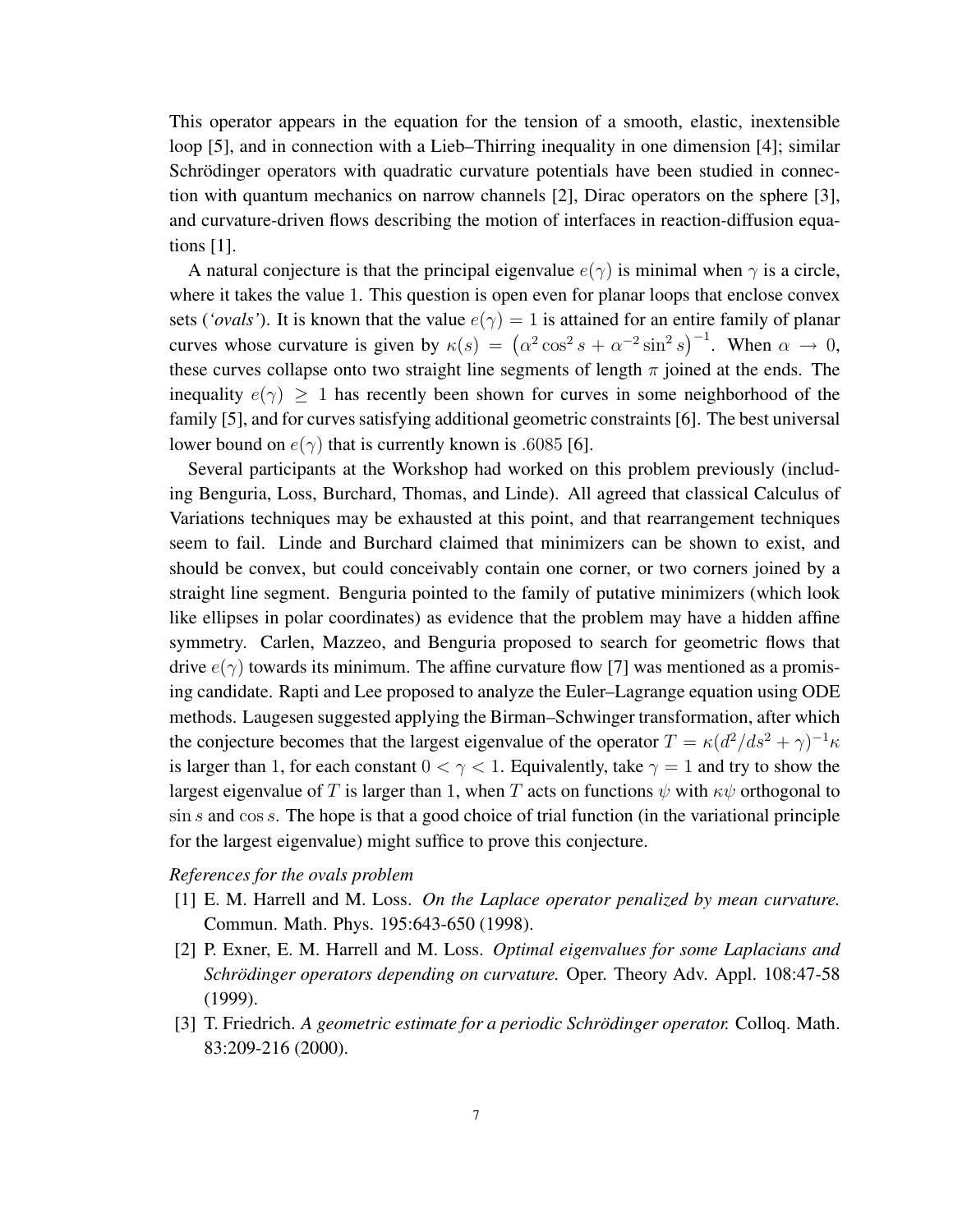This operator appears in the equation for the tension of a smooth, elastic, inextensible loop [5], and in connection with a Lieb–Thirring inequality in one dimension [4]; similar Schrödinger operators with quadratic curvature potentials have been studied in connection with quantum mechanics on narrow channels [2], Dirac operators on the sphere [3], and curvature-driven flows describing the motion of interfaces in reaction-diffusion equations [1].

A natural conjecture is that the principal eigenvalue $e(\gamma)$ is minimal when $\gamma$ is a circle, where it takes the value 1. This question is open even for planar loops that enclose convex sets (*'ovals'*). It is known that the value $e(\gamma) = 1$ is attained for an entire family of planar curves whose curvature is given by $\kappa(s) = \left(\alpha^2 \cos^2 s + \alpha^{-2} \sin^2 s\right)^{-1}$. When $\alpha \to 0$, these curves collapse onto two straight line segments of length $\pi$ joined at the ends. The inequality $e(\gamma) \geq 1$ has recently been shown for curves in some neighborhood of the family [5], and for curves satisfying additional geometric constraints [6]. The best universal lower bound on $e(\gamma)$ that is currently known is $.6085$ [6].

Several participants at the Workshop had worked on this problem previously (including Benguria, Loss, Burchard, Thomas, and Linde). All agreed that classical Calculus of Variations techniques may be exhausted at this point, and that rearrangement techniques seem to fail. Linde and Burchard claimed that minimizers can be shown to exist, and should be convex, but could conceivably contain one corner, or two corners joined by a straight line segment. Benguria pointed to the family of putative minimizers (which look like ellipses in polar coordinates) as evidence that the problem may have a hidden affine symmetry. Carlen, Mazzeo, and Benguria proposed to search for geometric flows that drive $e(\gamma)$ towards its minimum. The affine curvature flow [7] was mentioned as a promising candidate. Rapti and Lee proposed to analyze the Euler–Lagrange equation using ODE methods. Laugesen suggested applying the Birman–Schwinger transformation, after which the conjecture becomes that the largest eigenvalue of the operator $T = \kappa(d^2/ds^2 + \gamma)^{-1}\kappa$ is larger than 1, for each constant $0 < \gamma < 1$. Equivalently, take $\gamma = 1$ and try to show the largest eigenvalue of $T$ is larger than 1, when $T$ acts on functions $\psi$ with $\kappa\psi$ orthogonal to $\sin s$ and $\cos s$. The hope is that a good choice of trial function (in the variational principle for the largest eigenvalue) might suffice to prove this conjecture.

*References for the ovals problem*

[1] E. M. Harrell and M. Loss. *On the Laplace operator penalized by mean curvature.* Commun. Math. Phys. 195:643-650 (1998).

[2] P. Exner, E. M. Harrell and M. Loss. *Optimal eigenvalues for some Laplacians and Schrödinger operators depending on curvature.* Oper. Theory Adv. Appl. 108:47-58 (1999).

[3] T. Friedrich. *A geometric estimate for a periodic Schrödinger operator.* Colloq. Math. 83:209-216 (2000).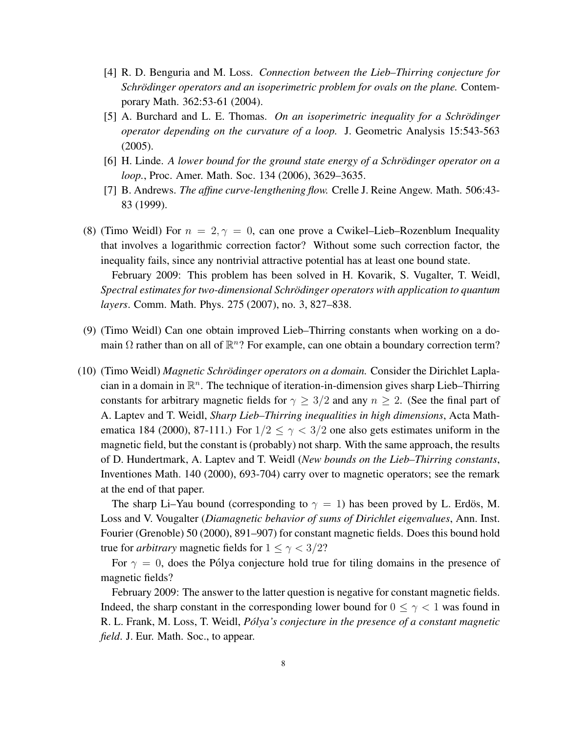[4] R. D. Benguria and M. Loss. *Connection between the Lieb–Thirring conjecture for Schrödinger operators and an isoperimetric problem for ovals on the plane.* Contemporary Math. 362:53-61 (2004).

[5] A. Burchard and L. E. Thomas. *On an isoperimetric inequality for a Schrödinger operator depending on the curvature of a loop.* J. Geometric Analysis 15:543-563 (2005).

[6] H. Linde. *A lower bound for the ground state energy of a Schrödinger operator on a loop.*, Proc. Amer. Math. Soc. 134 (2006), 3629–3635.

[7] B. Andrews. *The affine curve-lengthening flow.* Crelle J. Reine Angew. Math. 506:43-83 (1999).

(8) (Timo Weidl) For $n = 2, \gamma = 0$, can one prove a Cwikel–Lieb–Rozenblum Inequality that involves a logarithmic correction factor? Without some such correction factor, the inequality fails, since any nontrivial attractive potential has at least one bound state.

February 2009: This problem has been solved in H. Kovarik, S. Vugalter, T. Weidl, *Spectral estimates for two-dimensional Schrödinger operators with application to quantum layers*. Comm. Math. Phys. 275 (2007), no. 3, 827–838.

(9) (Timo Weidl) Can one obtain improved Lieb–Thirring constants when working on a domain $\Omega$ rather than on all of $\mathbb{R}^n$? For example, can one obtain a boundary correction term?

(10) (Timo Weidl) *Magnetic Schrödinger operators on a domain.* Consider the Dirichlet Laplacian in a domain in $\mathbb{R}^n$. The technique of iteration-in-dimension gives sharp Lieb–Thirring constants for arbitrary magnetic fields for $\gamma \geq 3/2$ and any $n \geq 2$. (See the final part of A. Laptev and T. Weidl, *Sharp Lieb–Thirring inequalities in high dimensions*, Acta Mathematica 184 (2000), 87-111.) For $1/2 \leq \gamma < 3/2$ one also gets estimates uniform in the magnetic field, but the constant is (probably) not sharp. With the same approach, the results of D. Hundertmark, A. Laptev and T. Weidl (*New bounds on the Lieb–Thirring constants*, Inventiones Math. 140 (2000), 693-704) carry over to magnetic operators; see the remark at the end of that paper.

The sharp Li–Yau bound (corresponding to $\gamma = 1$) has been proved by L. Erdös, M. Loss and V. Vougalter (*Diamagnetic behavior of sums of Dirichlet eigenvalues*, Ann. Inst. Fourier (Grenoble) 50 (2000), 891–907) for constant magnetic fields. Does this bound hold true for *arbitrary* magnetic fields for $1 \leq \gamma < 3/2$?

For $\gamma = 0$, does the Pólya conjecture hold true for tiling domains in the presence of magnetic fields?

February 2009: The answer to the latter question is negative for constant magnetic fields. Indeed, the sharp constant in the corresponding lower bound for $0 \leq \gamma < 1$ was found in R. L. Frank, M. Loss, T. Weidl, *Pólya's conjecture in the presence of a constant magnetic field*. J. Eur. Math. Soc., to appear.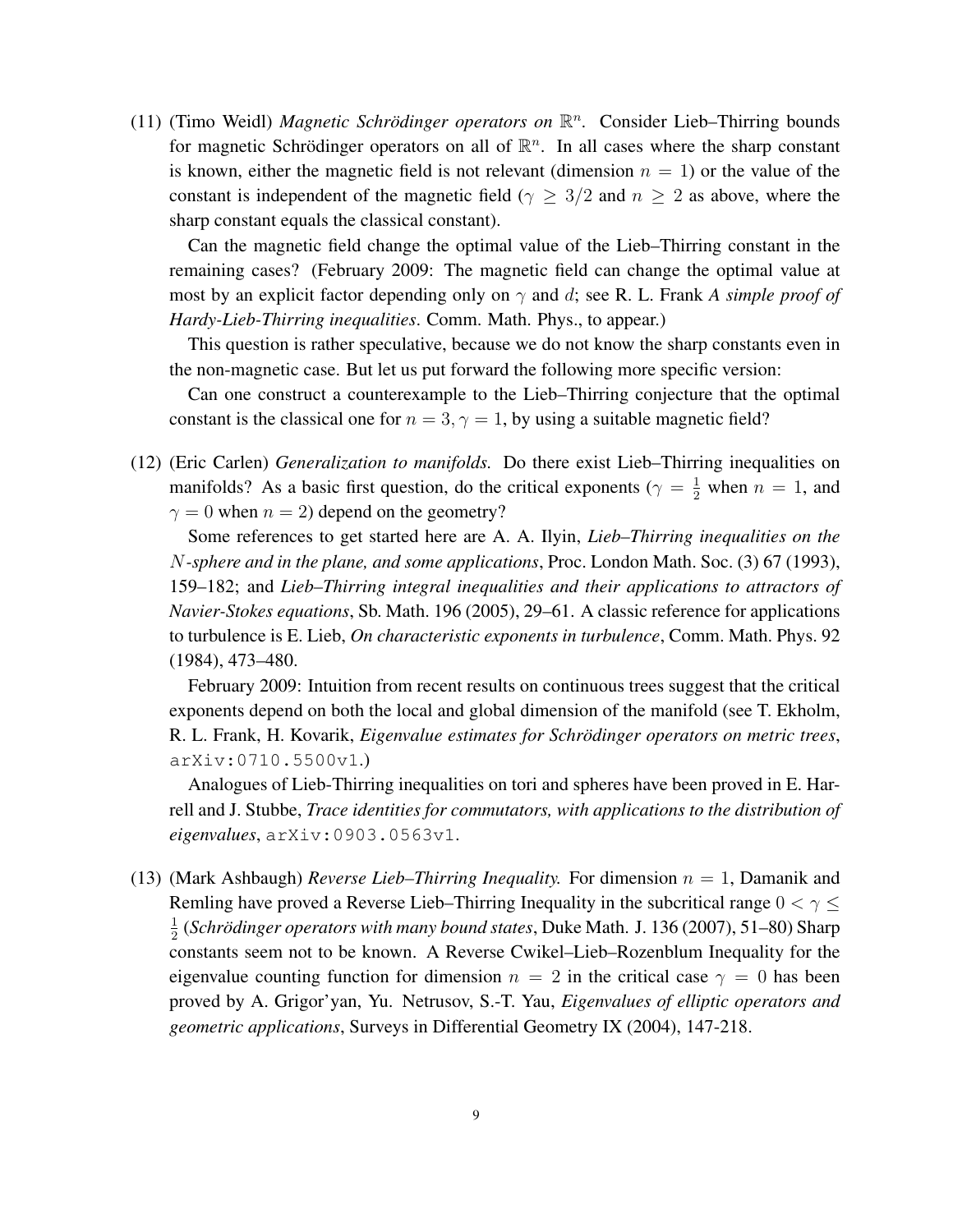(11) (Timo Weidl) *Magnetic Schrödinger operators on* $\mathbb{R}^n$. Consider Lieb–Thirring bounds for magnetic Schrödinger operators on all of $\mathbb{R}^n$. In all cases where the sharp constant is known, either the magnetic field is not relevant (dimension $n = 1$) or the value of the constant is independent of the magnetic field ($\gamma \geq 3/2$ and $n \geq 2$ as above, where the sharp constant equals the classical constant).

Can the magnetic field change the optimal value of the Lieb–Thirring constant in the remaining cases? (February 2009: The magnetic field can change the optimal value at most by an explicit factor depending only on $\gamma$ and $d$; see R. L. Frank *A simple proof of Hardy-Lieb-Thirring inequalities*. Comm. Math. Phys., to appear.)

This question is rather speculative, because we do not know the sharp constants even in the non-magnetic case. But let us put forward the following more specific version:

Can one construct a counterexample to the Lieb–Thirring conjecture that the optimal constant is the classical one for $n = 3, \gamma = 1$, by using a suitable magnetic field?

(12) (Eric Carlen) *Generalization to manifolds.* Do there exist Lieb–Thirring inequalities on manifolds? As a basic first question, do the critical exponents ($\gamma = \frac{1}{2}$ when $n = 1$, and $\gamma = 0$ when $n = 2$) depend on the geometry?

Some references to get started here are A. A. Ilyin, *Lieb–Thirring inequalities on the $N$-sphere and in the plane, and some applications*, Proc. London Math. Soc. (3) 67 (1993), 159–182; and *Lieb–Thirring integral inequalities and their applications to attractors of Navier-Stokes equations*, Sb. Math. 196 (2005), 29–61. A classic reference for applications to turbulence is E. Lieb, *On characteristic exponents in turbulence*, Comm. Math. Phys. 92 (1984), 473–480.

February 2009: Intuition from recent results on continuous trees suggest that the critical exponents depend on both the local and global dimension of the manifold (see T. Ekholm, R. L. Frank, H. Kovarik, *Eigenvalue estimates for Schrödinger operators on metric trees*, `arXiv:0710.5500v1`.)

Analogues of Lieb-Thirring inequalities on tori and spheres have been proved in E. Harrell and J. Stubbe, *Trace identities for commutators, with applications to the distribution of eigenvalues*, `arXiv:0903.0563v1`.

(13) (Mark Ashbaugh) *Reverse Lieb–Thirring Inequality.* For dimension $n = 1$, Damanik and Remling have proved a Reverse Lieb–Thirring Inequality in the subcritical range $0 < \gamma \leq \frac{1}{2}$ (*Schrödinger operators with many bound states*, Duke Math. J. 136 (2007), 51–80) Sharp constants seem not to be known. A Reverse Cwikel–Lieb–Rozenblum Inequality for the eigenvalue counting function for dimension $n = 2$ in the critical case $\gamma = 0$ has been proved by A. Grigor'yan, Yu. Netrusov, S.-T. Yau, *Eigenvalues of elliptic operators and geometric applications*, Surveys in Differential Geometry IX (2004), 147-218.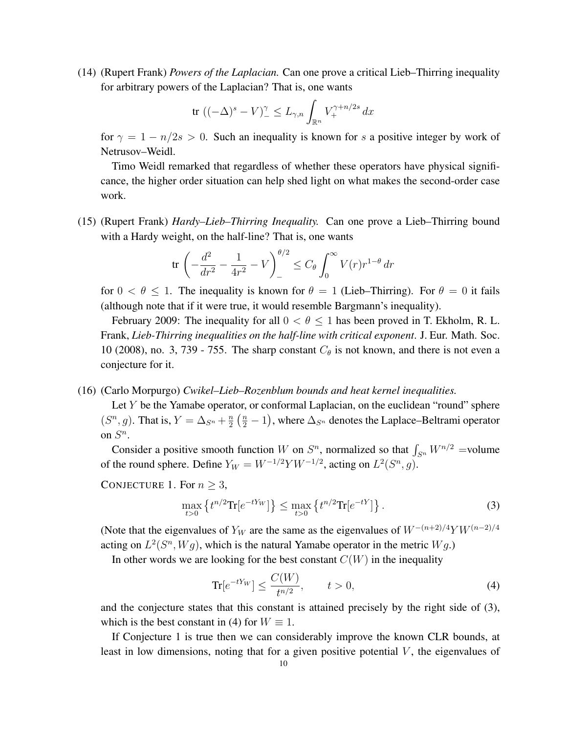(14) (Rupert Frank) *Powers of the Laplacian.* Can one prove a critical Lieb–Thirring inequality for arbitrary powers of the Laplacian? That is, one wants

$$\text{tr } ((-\Delta)^s - V)_-^\gamma \le L_{\gamma,n} \int_{\mathbb{R}^n} V_+^{\gamma+n/2s}\, dx$$

for $\gamma = 1 - n/2s > 0$. Such an inequality is known for $s$ a positive integer by work of Netrusov–Weidl.

Timo Weidl remarked that regardless of whether these operators have physical significance, the higher order situation can help shed light on what makes the second-order case work.

(15) (Rupert Frank) *Hardy–Lieb–Thirring Inequality.* Can one prove a Lieb–Thirring bound with a Hardy weight, on the half-line? That is, one wants

$$\text{tr } \left( -\frac{d^2}{dr^2} - \frac{1}{4r^2} - V \right)_-^{\theta/2} \le C_\theta \int_0^\infty V(r) r^{1-\theta}\, dr$$

for $0 < \theta \le 1$. The inequality is known for $\theta = 1$ (Lieb–Thirring). For $\theta = 0$ it fails (although note that if it were true, it would resemble Bargmann's inequality).

February 2009: The inequality for all $0 < \theta \le 1$ has been proved in T. Ekholm, R. L. Frank, *Lieb-Thirring inequalities on the half-line with critical exponent*. J. Eur. Math. Soc. 10 (2008), no. 3, 739 - 755. The sharp constant $C_\theta$ is not known, and there is not even a conjecture for it.

(16) (Carlo Morpurgo) *Cwikel–Lieb–Rozenblum bounds and heat kernel inequalities.*

Let $Y$ be the Yamabe operator, or conformal Laplacian, on the euclidean "round" sphere $(S^n, g)$. That is, $Y = \Delta_{S^n} + \frac{n}{2}\left(\frac{n}{2} - 1\right)$, where $\Delta_{S^n}$ denotes the Laplace–Beltrami operator on $S^n$.

Consider a positive smooth function $W$ on $S^n$, normalized so that $\int_{S^n} W^{n/2}$ =volume of the round sphere. Define $Y_W = W^{-1/2} Y W^{-1/2}$, acting on $L^2(S^n, g)$.

CONJECTURE 1. For $n \ge 3$,

$$\max_{t>0} \left\{ t^{n/2} \text{Tr}[e^{-tY_W}] \right\} \le \max_{t>0} \left\{ t^{n/2} \text{Tr}[e^{-tY}] \right\}. \tag{3}$$

(Note that the eigenvalues of $Y_W$ are the same as the eigenvalues of $W^{-(n+2)/4} Y W^{(n-2)/4}$ acting on $L^2(S^n, Wg)$, which is the natural Yamabe operator in the metric $Wg$.)

In other words we are looking for the best constant $C(W)$ in the inequality

$$\text{Tr}[e^{-tY_W}] \le \frac{C(W)}{t^{n/2}}, \qquad t > 0, \tag{4}$$

and the conjecture states that this constant is attained precisely by the right side of (3), which is the best constant in (4) for $W \equiv 1$.

If Conjecture 1 is true then we can considerably improve the known CLR bounds, at least in low dimensions, noting that for a given positive potential $V$, the eigenvalues of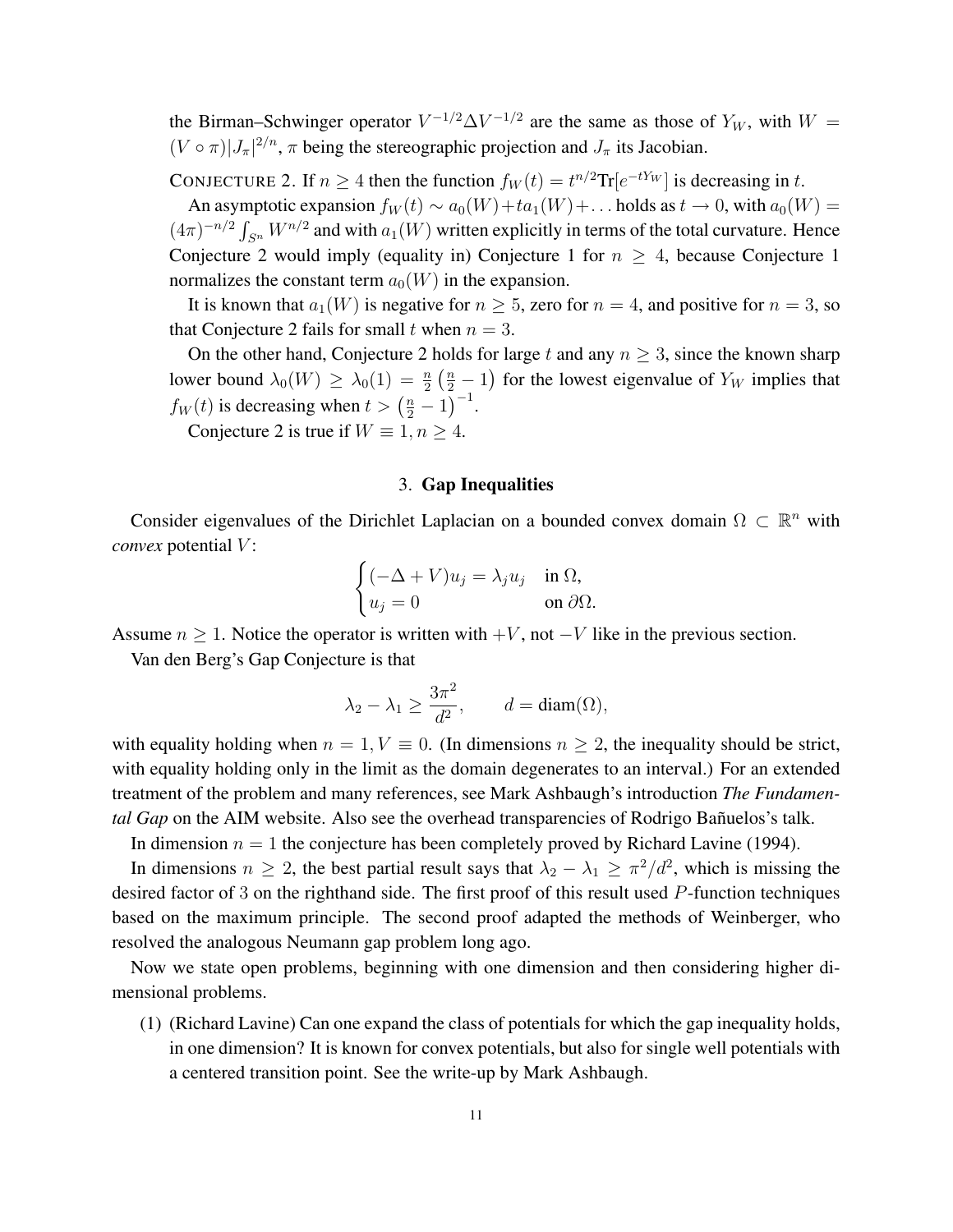the Birman–Schwinger operator $V^{-1/2}\Delta V^{-1/2}$ are the same as those of $Y_W$, with $W = (V \circ \pi)|J_\pi|^{2/n}$, $\pi$ being the stereographic projection and $J_\pi$ its Jacobian.

CONJECTURE 2. If $n \geq 4$ then the function $f_W(t) = t^{n/2}\mathrm{Tr}[e^{-tY_W}]$ is decreasing in $t$.

An asymptotic expansion $f_W(t) \sim a_0(W) + ta_1(W) + \ldots$ holds as $t \to 0$, with $a_0(W) = (4\pi)^{-n/2}\int_{S^n} W^{n/2}$ and with $a_1(W)$ written explicitly in terms of the total curvature. Hence Conjecture 2 would imply (equality in) Conjecture 1 for $n \geq 4$, because Conjecture 1 normalizes the constant term $a_0(W)$ in the expansion.

It is known that $a_1(W)$ is negative for $n \geq 5$, zero for $n = 4$, and positive for $n = 3$, so that Conjecture 2 fails for small $t$ when $n = 3$.

On the other hand, Conjecture 2 holds for large $t$ and any $n \geq 3$, since the known sharp lower bound $\lambda_0(W) \geq \lambda_0(1) = \frac{n}{2}\left(\frac{n}{2} - 1\right)$ for the lowest eigenvalue of $Y_W$ implies that $f_W(t)$ is decreasing when $t > \left(\frac{n}{2} - 1\right)^{-1}$.

Conjecture 2 is true if $W \equiv 1, n \geq 4$.

## 3. **Gap Inequalities**

Consider eigenvalues of the Dirichlet Laplacian on a bounded convex domain $\Omega \subset \mathbb{R}^n$ with *convex* potential $V$:

$$\begin{cases} (-\Delta + V)u_j = \lambda_j u_j & \text{in } \Omega, \\ u_j = 0 & \text{on } \partial\Omega. \end{cases}$$

Assume $n \geq 1$. Notice the operator is written with $+V$, not $-V$ like in the previous section.

Van den Berg's Gap Conjecture is that

$$\lambda_2 - \lambda_1 \geq \frac{3\pi^2}{d^2}, \qquad d = \mathrm{diam}(\Omega),$$

with equality holding when $n = 1, V \equiv 0$. (In dimensions $n \geq 2$, the inequality should be strict, with equality holding only in the limit as the domain degenerates to an interval.) For an extended treatment of the problem and many references, see Mark Ashbaugh's introduction *The Fundamental Gap* on the AIM website. Also see the overhead transparencies of Rodrigo Bañuelos's talk.

In dimension $n = 1$ the conjecture has been completely proved by Richard Lavine (1994).

In dimensions $n \geq 2$, the best partial result says that $\lambda_2 - \lambda_1 \geq \pi^2/d^2$, which is missing the desired factor of 3 on the righthand side. The first proof of this result used $P$-function techniques based on the maximum principle. The second proof adapted the methods of Weinberger, who resolved the analogous Neumann gap problem long ago.

Now we state open problems, beginning with one dimension and then considering higher dimensional problems.

(1) (Richard Lavine) Can one expand the class of potentials for which the gap inequality holds, in one dimension? It is known for convex potentials, but also for single well potentials with a centered transition point. See the write-up by Mark Ashbaugh.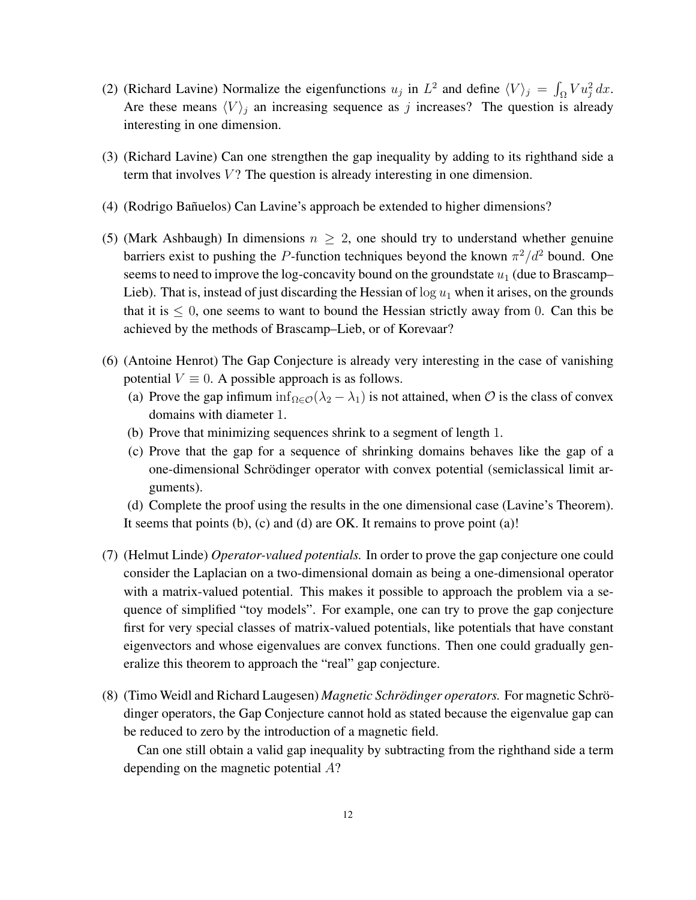(2) (Richard Lavine) Normalize the eigenfunctions $u_j$ in $L^2$ and define $\langle V \rangle_j = \int_\Omega V u_j^2 \, dx$. Are these means $\langle V \rangle_j$ an increasing sequence as $j$ increases? The question is already interesting in one dimension.

(3) (Richard Lavine) Can one strengthen the gap inequality by adding to its righthand side a term that involves $V$? The question is already interesting in one dimension.

(4) (Rodrigo Bañuelos) Can Lavine's approach be extended to higher dimensions?

(5) (Mark Ashbaugh) In dimensions $n \geq 2$, one should try to understand whether genuine barriers exist to pushing the $P$-function techniques beyond the known $\pi^2/d^2$ bound. One seems to need to improve the log-concavity bound on the groundstate $u_1$ (due to Brascamp–Lieb). That is, instead of just discarding the Hessian of $\log u_1$ when it arises, on the grounds that it is $\leq 0$, one seems to want to bound the Hessian strictly away from $0$. Can this be achieved by the methods of Brascamp–Lieb, or of Korevaar?

(6) (Antoine Henrot) The Gap Conjecture is already very interesting in the case of vanishing potential $V \equiv 0$. A possible approach is as follows.
   (a) Prove the gap infimum $\inf_{\Omega \in \mathcal{O}}(\lambda_2 - \lambda_1)$ is not attained, when $\mathcal{O}$ is the class of convex domains with diameter $1$.
   (b) Prove that minimizing sequences shrink to a segment of length $1$.
   (c) Prove that the gap for a sequence of shrinking domains behaves like the gap of a one-dimensional Schrödinger operator with convex potential (semiclassical limit arguments).
   (d) Complete the proof using the results in the one dimensional case (Lavine's Theorem).

   It seems that points (b), (c) and (d) are OK. It remains to prove point (a)!

(7) (Helmut Linde) *Operator-valued potentials.* In order to prove the gap conjecture one could consider the Laplacian on a two-dimensional domain as being a one-dimensional operator with a matrix-valued potential. This makes it possible to approach the problem via a sequence of simplified "toy models". For example, one can try to prove the gap conjecture first for very special classes of matrix-valued potentials, like potentials that have constant eigenvectors and whose eigenvalues are convex functions. Then one could gradually generalize this theorem to approach the "real" gap conjecture.

(8) (Timo Weidl and Richard Laugesen) *Magnetic Schrödinger operators.* For magnetic Schrödinger operators, the Gap Conjecture cannot hold as stated because the eigenvalue gap can be reduced to zero by the introduction of a magnetic field.

   Can one still obtain a valid gap inequality by subtracting from the righthand side a term depending on the magnetic potential $A$?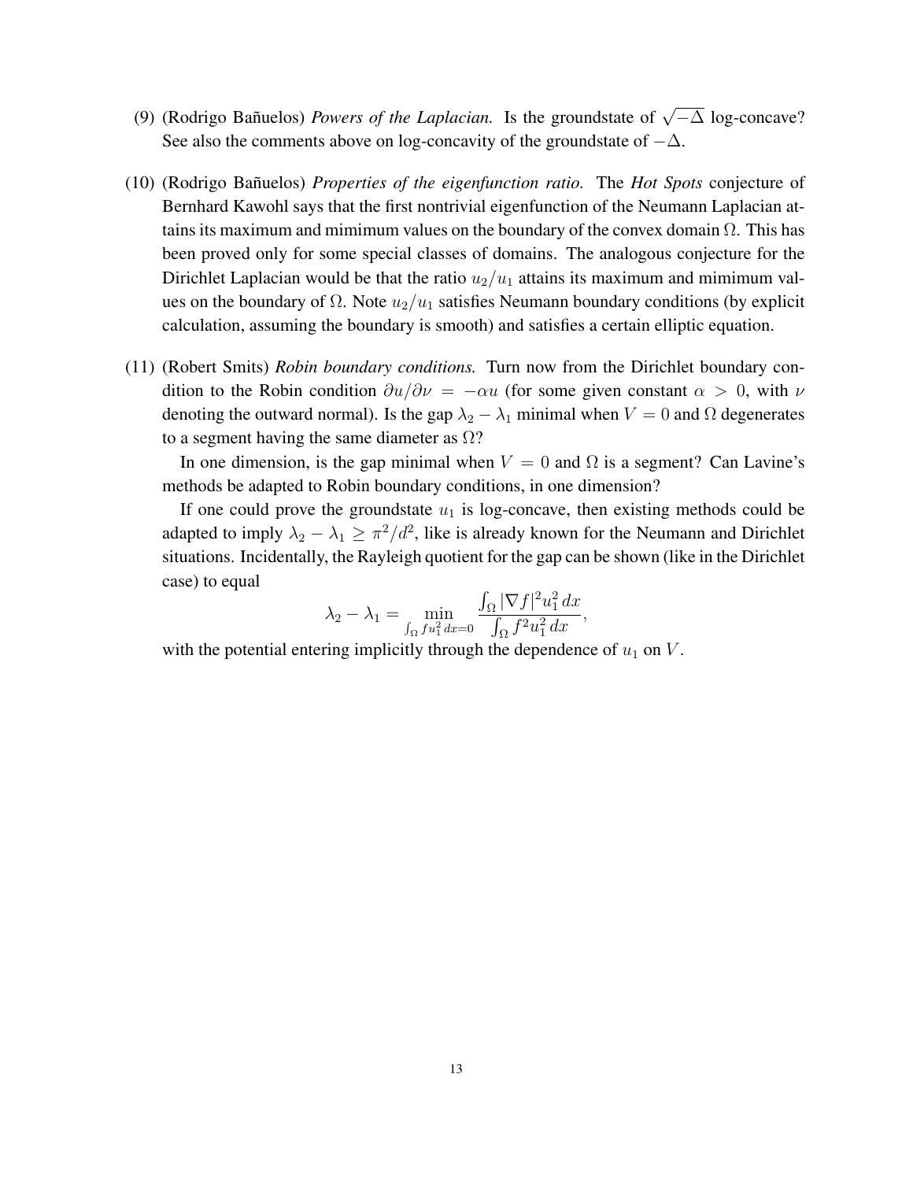(9) (Rodrigo Bañuelos) *Powers of the Laplacian.* Is the groundstate of $\sqrt{-\Delta}$ log-concave? See also the comments above on log-concavity of the groundstate of $-\Delta$.

(10) (Rodrigo Bañuelos) *Properties of the eigenfunction ratio.* The *Hot Spots* conjecture of Bernhard Kawohl says that the first nontrivial eigenfunction of the Neumann Laplacian attains its maximum and mimimum values on the boundary of the convex domain $\Omega$. This has been proved only for some special classes of domains. The analogous conjecture for the Dirichlet Laplacian would be that the ratio $u_2/u_1$ attains its maximum and mimimum values on the boundary of $\Omega$. Note $u_2/u_1$ satisfies Neumann boundary conditions (by explicit calculation, assuming the boundary is smooth) and satisfies a certain elliptic equation.

(11) (Robert Smits) *Robin boundary conditions.* Turn now from the Dirichlet boundary condition to the Robin condition $\partial u/\partial \nu = -\alpha u$ (for some given constant $\alpha > 0$, with $\nu$ denoting the outward normal). Is the gap $\lambda_2 - \lambda_1$ minimal when $V = 0$ and $\Omega$ degenerates to a segment having the same diameter as $\Omega$?

In one dimension, is the gap minimal when $V = 0$ and $\Omega$ is a segment? Can Lavine's methods be adapted to Robin boundary conditions, in one dimension?

If one could prove the groundstate $u_1$ is log-concave, then existing methods could be adapted to imply $\lambda_2 - \lambda_1 \geq \pi^2/d^2$, like is already known for the Neumann and Dirichlet situations. Incidentally, the Rayleigh quotient for the gap can be shown (like in the Dirichlet case) to equal

$$\lambda_2 - \lambda_1 = \min_{\int_\Omega f u_1^2 \, dx = 0} \frac{\int_\Omega |\nabla f|^2 u_1^2 \, dx}{\int_\Omega f^2 u_1^2 \, dx},$$

with the potential entering implicitly through the dependence of $u_1$ on $V$.